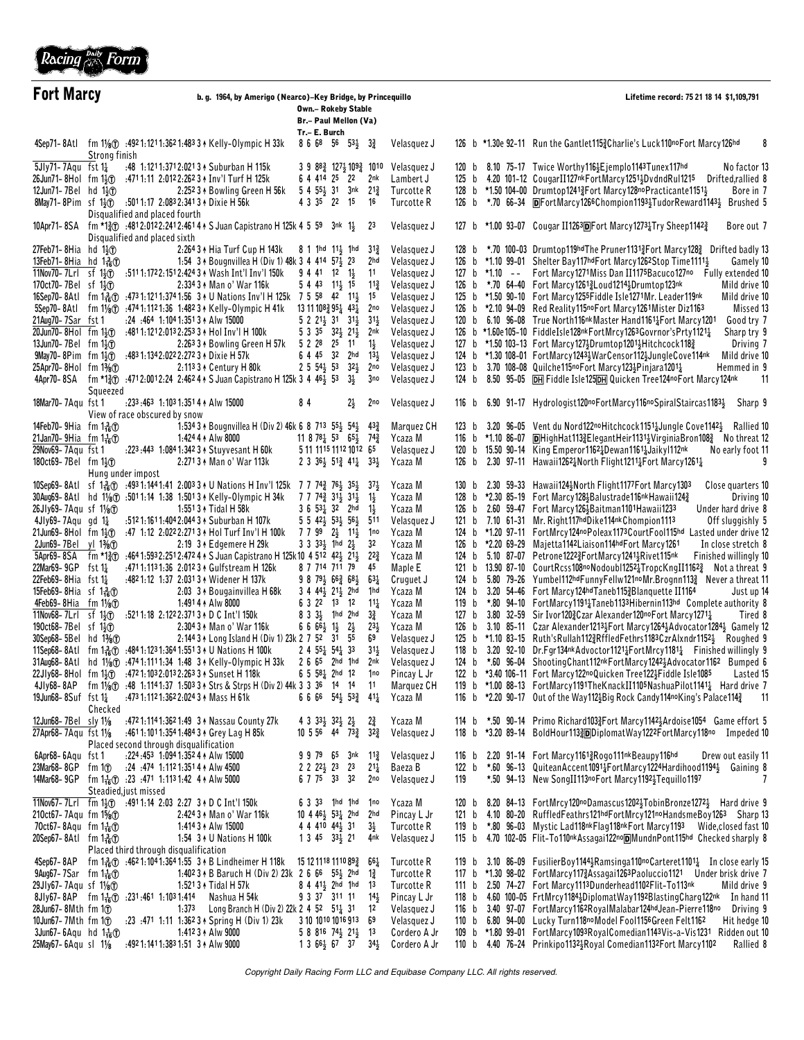Racing Daily Form

# Fort Marcy

b. g. 1964, by Amerigo (Nearco)–Key Bridge, by Princequillo

Own.– Rokeby Stable
Br.– Paul Mellon (Va)
Tr.– E. Burch

Lifetime record: 75 21 18 14 $1,109,791

```
4Sep71- 8Atl  fm 1⅛Ⓣ :49²1:12¹1:36²1:48³ 3 ♦ Kelly-Olympic H 33k   8 6 6⁸ 5⁶ 5³½ 3¾     Velasquez J    126 b *1.30e 92-11 Run the Gantlet115¾Charlie's Luck110noFort Marcy126hd 8
        Strong finish
5Jly71- 7Aqu  fst 1¼     :48 1:12¹1:37¹2:01³ 3 ♦ Suburban H 115k     3 9 8⁸¾ 12⁷½ 10⁹¾ 10¹⁰ Velasquez J  120 b  8.10 75-17 Twice Worthy116½Ejemplo1143Tunex117hd No factor 13
26Jun71- 8Hol fm 1½Ⓣ :47¹1:11 2:01²2:26² 3 ♦ Inv'l Turf H 125k   6 4 4¹⁴ 2⁵ 2² 2nk    Lambert J      125 b  4.20 101-12 CougarII127nkFortMarcy1251½DvdndRul1215 Drifted,rallied 8
12Jun71- 7Bel hd 1½Ⓣ          2:25² 3 ♦ Bowling Green H 56k  5 4 5⁵½ 3¹ 3nk 2¹¾      Turcotte R     128 b *1.50 104-00 Drumtop1241¾Fort Marcy128noPracticante1151½ Bore in 7
8May71- 8Pim  sf 1½Ⓣ :50¹1:17 2:08³2:34¹ 3 ♦ Dixie H 56k         4 3 3⁵ 2² 1⁵ 1⁶      Turcotte R     126 b  *.70 66-34 ⒹFortMarcy1266Chompion1193½TudorReward1143½ Brushed 5
        Disqualified and placed fourth
10Apr71- 8SA  fm *1¾Ⓣ :48¹2:01²2:24¹2:46¹ 4 ♦ S Juan Capistrano H 125k 4 5 5⁹ 3nk 1½ 2³ Velasquez J  127 b *1.00 93-07 Cougar II1263ⒹFort Marcy1273¼Try Sheep1142¾ Bore out 7
        Disqualified and placed sixth
27Feb71- 8Hia hd 1½Ⓣ          2:26⁴ 3 ♦ Hia Turf Cup H 143k   8 1 1hd 1¹½ 1hd 3¹¾  Velasquez J    128 b  *.70 100-03 Drumtop119hdThe Pruner1131¾Fort Marcy128¾ Drifted badly 13
13Feb71- 8Hia hd 1⅜Ⓣ          1:54 3 ♦ Bougnvillea H (Div 1) 48k 3 4 4¹⁴ 5⁷½ 2³ 2hd Velasquez J  126 b *1.10 99-01 Shelter Bay117hdFort Marcy1262Stop Time1111½ Gamely 10
11Nov70- 7Lrl sf 1½Ⓣ :51¹1:17²2:15¹2:42³ 3 ♦ Wash Int'l Inv'l 150k 9 4 4¹ 1² 1½ 1¹ Velasquez J    127 b *1.10 -- Fort Marcy1271Miss Dan II1175Bacuco127no Fully extended 10
17Oct70- 7Bel sf 1½Ⓣ          2:33⁴ 3 ♦ Man o' War 116k       5 4 4³ 1¹½ 1⁵ 1¹¾    Velasquez J    126 b  *.70 64-40 Fort Marcy1261¾Loud1214½Drumtop123nk Mild drive 10
16Sep70- 8Atl fm 1⅜Ⓣ :47³1:12¹1:37⁴1:56 3 ♦ U Nations Inv'l H 125k 7 5 5⁸ 4² 1¹½ 1⁵ Velasquez J  125 b *1.50 90-10 Fort Marcy1255Fiddle Isle1271Mr. Leader119nk Mild drive 10
5Sep70- 8Atl  fm 1⅛Ⓣ :47⁴1:11²1:36 1:48²3 ♦ Kelly-Olympic H 41k 13 11 10⁸¾ 9⁵½ 4³½ 2no Velasquez J 126 b *2.10 94-09 Red Reality115noFort Marcy1261Mister Diz1163 Missed 13
21Aug70- 7Sar fst 1      :24 :46⁴1:10⁴1:35¹ 3 ♦ Alw 15000         5 2 2¹½ 3¹ 3¹½ 3¹½   Velasquez J    120 b  6.10 96-08 True North116nkMaster Hand1161¼Fort Marcy1201 Good try 7
20Jun70- 8Hol fm 1½Ⓣ :48¹1:12¹2:01³2:25³ 3 ♦ Hol Inv'l H 100k 5 3 3⁵ 3²½ 2¹½ 2nk   Velasquez J    126 b *1.60e 105-10 FiddleIsle128nkFortMrcy1263Govrnor'sPrty1121¼ Sharp try 9
13Jun70- 7Bel fm 1½Ⓣ          2:26³ 3 ♦ Bowling Green H 57k   5 2 2⁸ 2⁵ 1¹ 1½      Velasquez J    127 b *1.50 103-13 Fort Marcy1271¼Drumtop1201¼Hitchcock118¾ Driving 7
9May70- 8Pim  fm 1½Ⓣ :48³1:13⁴2:02²2:27² 3 ♦ Dixie H 57k         6 4 4⁵ 3² 2hd 1³½    Velasquez J    124 b *1.30 108-01 FortMarcy1243¼WarCensor112½JungleCove114nk Mild drive 10
25Apr70- 8Hol fm 1⅜Ⓣ          2:11³ 3 ♦ Century H 80k         2 5 5⁴½ 5³ 3²½ 2no   Velasquez J    123 b  3.70 108-08 Quilche115noFort Marcy1231¾Pinjara1201¼ Hemmed in 9
4Apr70- 8SA   fm *1¾Ⓣ :47¹2:00¹2:24 2:46² 4 ♦ S Juan Capistrano H 125k 3 4 4⁶½ 5³ 3½ 3no Velasquez J 124 b  8.50 95-05 ⒹⒽ Fiddle Isle125ⒹⒽ Quicken Tree124noFort Marcy124nk 11
        Squeezed
18Mar70- 7Aqu fst 1      :23³:46³ 1:10³1:35¹ 4 ♦ Alw 15000         8 4          2½ 2no  Velasquez J    116 b  6.90 91-17 Hydrologist120noFortMarcy116noSpiralStaircas1183½ Sharp 9
        View of race obscured by snow
14Feb70- 9Hia fm 1⅜Ⓣ          1:53⁴ 3 ♦ Bougnvillea H (Div 2) 46k 6 8 7¹³ 5⁵½ 5⁴½ 4³¾ Marquez CH 123 b  3.20 96-05 Vent du Nord122noHitchcock1151¼Jungle Cove1142½ Rallied 10
21Jan70- 9Hia fm 1¹⁄₁₆Ⓣ        1:42⁴ 4 ♦ Alw 8000              11 8 7⁸½ 5³ 6⁵½ 7⁴¾ Ycaza M       116 b *1.10 86-07 ⒹHighHat113¾ElegantHeir1131¼VirginiaBron108¾ No threat 12
29Nov69- 7Aqu fst 1⅛     :22³:44³ 1:08⁴1:34² 3 ♦ Stuyvesant H 60k  5 11 11¹⁵ 11¹² 10¹² 6⁵ Velasquez J  120 b 15.50 90-14 King Emperor1162½Dewan1161¼Jaikyl112nk No early foot 11
18Oct69- 7Bel fm 1½Ⓣ          2:27¹ 3 ♦ Man o' War 113k       2 3 3⁶½ 5¹¾ 4¹½ 3³½  Ycaza M        126 b  2.30 97-11 Hawaii1262½North Flight1211¼Fort Marcy1261¼ 9
        Hung under impost
10Sep69- 8Atl sf 1⅜Ⓣ :49³1:14⁴1:40⁴2:00³ 3 ♦ U Nations H Inv'l 125k 7 7 7⁴¾ 7⁶½ 3⁵½ 3⁷½ Ycaza M  130 b  2.30 59-33 Hawaii124½North Flight1177Fort Marcy1303 Close quarters 10
30Aug69- 8Atl hd 1⅛Ⓣ :50¹1:14 1:38 1:50¹ 3 ♦ Kelly-Olympic H 34k 7 7 7⁴¾ 3¹½ 3¹½ 1½ Ycaza M        128 b *2.30 85-19 Fort Marcy128½Balustrade116nkHawaii124¾ Driving 10
26Jly69- 7Aqu sf 1⅛Ⓣ          1:55¹ 3 ♦ Tidal H 58k           3 6 5³¼ 3² 2hd 1½    Ycaza M        126 b  2.60 59-47 Fort Marcy126½Baitman1101Hawaii1233 Under hard drive 8
4Jly69- 7Aqu  gd 1¼      :51²1:16¹1:40⁴2:04⁴ 3 ♦ Suburban H 107k    5 5 4²½ 5³½ 5⁶½ 5¹¹  Velasquez J    121 b  7.10 61-31 Mr. Right117hdDike114nkChampion1113 Off sluggishly 5
21Jun69- 8Hol fm 1½Ⓣ :47 1:12 2:02²2:27¹ 3 ♦ Hol Turf Inv'l H 100k 7 7 9⁹ 2½ 1¹½ 1no Ycaza M     124 b *1.20 97-11 FortMrcy124noPoleax1173CourtFool115hd Lasted under drive 12
2Jun69- 7Bel  yl 1⅜Ⓣ          2:19 3 ♦ Edgemere H 29k         3 3 3³½ 1hd 2½ 3²    Ycaza M        126 b *2.20 69-29 Majetta1142Liaison114hdFort Marcy1261 In close stretch 8
5Apr69- 8SA   fm *1¾Ⓣ :46⁴1:59³2:25¹2:47² 4 ♦ S Juan Capistrano H 125k 10 4 5¹² 4²½ 2¹½ 2²¾ Ycaza M 124 b 5.10 87-07 Petrone1222¾FortMarcy1241¼Rivet115nk Finished willingly 10
22Mar69- 9GP fst 1¼      :47¹1:13¹1:36 2:01² 3 ♦ Gulfstream H 126k   8 7 7¹⁴ 7¹¹ 7⁹ 4⁵   Ycaza M        121 b 13.90 87-10 CourtRcss108noNodoubl1252½TropcKngII1162¾ Not a threat 9
22Feb69- 8Hia fst 1¼     :48²1:12 1:37 2:03¹ 3 ♦ Widener H 137k     9 8 7⁹½ 6⁶¾ 6⁸½ 6³½ Cruguet J      124 b  5.80 79-26 Yumbel112hdFunnyFellw121noMr.Brognn113¾ Never a threat 11
15Feb69- 8Hia sf 1⅜Ⓣ          2:03 3 ♦ Bougainvillea H 68k    3 4 4⁴½ 2¹½ 2hd 1hd  Ycaza M        124 b  3.20 54-46 Fort Marcy124hdTaneb1153¾Blanquette II1164 Just up 14
4Feb69- 8Hia fm 1¹⁄₁₆Ⓣ        1:49¹ 4 ♦ Alw 10000             6 3 2² 1³ 1² 1¹¼    Ycaza M        119 b  *.80 94-10 FortMarcy1191¼Taneb1133Hibernin113hd Complete authority 8
11Nov68- 7Lrl sf 1½Ⓣ :52¹1:18 2:12²2:37¹ 3 ♦ D C Int'l 150k     8 3 3½ 1hd 2hd 3¾   Ycaza M        127 b  3.80 32-59 Sir Ivor120¾Czar Alexander120noFort Marcy1271¼ Tired 8
19Oct68- 7Bel sf 1½Ⓣ          2:30⁴ 3 ♦ Man o' War 116k       6 6 6⁶½ 1½ 2½ 2³½   Ycaza M        126 b  3.10 85-11 Czar Alexander1213½Fort Marcy1264½Advocator1284¼ Gamely 12
30Sep68- 5Bel hd 1⅜Ⓣ          2:14⁴ 3 ♦ Long Island H (Div 1) 23k 2 7 5² 3¹ 5⁵ 6⁹ Velasquez J  125 b *1.10 83-15 Ruth'sRullah112¾RffledFethrs1183CzrAlxndr1152½ Roughed 9
11Sep68- 8Atl fm 1⅜Ⓣ :48⁴1:12³1:36⁴1:55¹ 3 ♦ U Nations H 100k  2 4 5⁵½ 5⁴½ 3³ 3¹½  Velasquez J    118 b  3.20 92-10 Dr.Fgr134nkAdvoctor1121¼FortMrcy1181¼ Finished willingly 9
31Aug68- 8Atl hd 1⅛Ⓣ :47⁴1:11¹1:34 1:48 3 ♦ Kelly-Olympic H 33k 2 6 6⁵ 2hd 1hd 2nk  Velasquez J    124 b  *.60 96-04 ShootingChant112nkFortMarcy1242½Advocator1162 Bumped 6
22Jly68- 8Hol fm 1½Ⓣ :47²1:03²2:01³2:26³ 3 ♦ Sunset H 118k     6 5 5⁸½ 2hd 1² 1no   Pincay L Jr    122 b *3.40 106-11 Fort Marcy122noQuicken Tree122½Fiddle Isle1085 Lasted 15
4Jly68- 8AP   fm 1⅛Ⓣ :48 1:11⁴1:37 1:50³ 3 ♦ Strs & Strps H (Div 2) 44k 3 3 3⁶ 1⁴ 1⁴ 1¹ Marquez CH 119 b *1.00 88-13 FortMarcy1191TheKnackII1105NashuaPilot1141¼ Hard drive 7
19Jun68- 8Suf fst 1¼     :47³1:11²1:36²2:02⁴ 3 ♦ Mass H 61k          6 6 6⁶ 5⁴½ 5³¾ 4¹¼ Ycaza M        116 b *2.20 90-17 Out of the Way112½Big Rock Candy114noKing's Palace114¾ 11
        Checked
12Jun68- 7Bel sly 1⅛     :47²1:11⁴1:36²1:49 3 ♦ Nassau County 27k 4 3 3³½ 3²½ 2½ 2¾    Ycaza M        114 b  *.50 90-14 Primo Richard103¾Fort Marcy1142½Ardoise1054 Game effort 5
27Apr68- 7Aqu fst 1⅛     :46¹1:10¹1:35⁴1:48⁴ 3 ♦ Grey Lag H 85k    10 5 5⁶ 4⁴ 7³¾ 3²¾ Velasquez J    118 b *3.20 89-14 BoldHour113¾ⒹDiplomatWay1222FortMarcy118no Impeded 10
        Placed second through disqualification
6Apr68- 6Aqu fst 1       :22⁴:45³ 1:09⁴1:35² 4 ♦ Alw 15000         9 9 7⁹ 6⁵ 3nk 1¹¾    Velasquez J    116 b  2.20 91-14 Fort Marcy1161¾Rogo111nkBeaupy116hd Drew out easily 11
23Mar68- 8GP  fm 1Ⓣ      :24 :47⁴1:11²1:35¹ 4 ♦ Alw 4500          2 2 2²½ 2³ 2³ 2¹¼    Baeza B        122 b  *.60 96-13 QuiteanAccent1091¼FortMarcy1224Hardihood1194½ Gaining 8
14Mar68- 9GP  fm 1¹⁄₁₆Ⓣ :23 :47¹1:11³1:42 4 ♦ Alw 5000            6 7 7⁵ 3³ 3² 2no   Velasquez J    119     *.50 94-13 New SongII113noFort Marcy1192½Tequillo1197 7
        Steadied,just missed
11Nov67- 7Lrl fm 1½Ⓣ :49¹1:14 2:03 2:27 3 ♦ D C Int'l 150k      6 3 3³ 1hd 1hd 1no   Ycaza M        120 b  8.20 84-13 FortMrcy120noDamascus1202½TobinBronze1272½ Hard drive 9
21Oct67- 7Aqu fm 1⅝Ⓣ          2:42⁴ 3 ♦ Man o' War 116k      10 4 4⁶½ 5³½ 2hd 2hd  Pincay L Jr    121 b  4.10 80-20 RuffledFeathrs121hdFortMrcy121noHandsmeBoy1263 Sharp 13
7Oct67- 8Aqu fm 1¹⁄₁₆Ⓣ        1:41⁴ 3 ♦ Alw 15000             4 4 4¹⁰ 4⁴½ 3¹ 3½   Turcotte R     119 b  *.80 96-03 Mystic Lad118nkFlag118nkFort Marcy1193 Wide,closed fast 10
20Sep67- 8Atl fm 1⅜Ⓣ          1:54 3 ♦ U Nations H 100k       1 3 4⁵ 3³½ 2¹ 4nk   Velasquez J    115 b  4.70 102-05 Flit-To110nkAssagai122noⒹMundnPont115hd Checked sharply 8
        Placed third through disqualification
4Sep67- 8AP   fm 1⅜Ⓣ :46²1:10⁴1:36⁴1:55 3 ♦ B Lindheimer H 118k 15 12 11¹⁸ 11¹⁰ 8⁹¾ 6⁶½ Turcotte R 119 b  3.10 86-09 FusilierBoy1144¼Ramsinga110noCarteret1101¼ In close early 15
9Aug67- 7Sar fm 1¹⁄₁₆Ⓣ        1:40² 3 ♦ B Baruch H (Div 2) 23k 2 6 6⁶ 5⁵½ 2hd 1¾ Turcotte R     117 b *1.30 98-02 FortMarcy117¾Assagai1263Paoluccio1121 Under brisk drive 7
29Jly67- 7Aqu sf 1⅛Ⓣ          1:52¹ 3 ♦ Tidal H 57k           8 4 4¹½ 2hd 1hd 1³   Turcotte R     111 b  2.50 74-27 FortMarcy1113Dunderhead1102Flit-To113nk Mild drive 9
8Jly67- 8AP   fm 1¹⁄₁₆Ⓣ :23¹:46¹ 1:10³1:41⁴ Nashua H 54k         9 3 3⁷ 3¹¹ 1¹ 1⁴½   Pincay L Jr    118 b  4.60 100-05 FrtMrcy1184½DiplomatWay1192BlastingCharg122nk In hand 11
28Jun67- 8Mth fm 1Ⓣ           1:37³ Long Branch H (Div 2) 22k 2 4 5² 5¹¼ 3¹ 1² Velasquez J   116 b  3.40 97-07 FortMarcy1162RoyalMalabar124hdJean-Pierre118no Driving 9
10Jun67- 7Mth fm 1Ⓣ  :23 :47¹1:11 1:36³ 3 ♦ Spring H (Div 1) 23k 3 10 10¹⁰ 11¹⁰ 9¹³ 6⁹ Velasquez J 110 b  6.80 94-00 Lucky Turn118noModel Fool1156Green Felt1162 Hit hedge 10
3Jun67- 6Aqu hd 1¹⁄₁₆Ⓣ        1:41² 3 ♦ Alw 9000              5 8 8¹⁶ 7⁴½ 2¹½ 1³   Cordero A Jr   109 b *1.80 99-01 FortMarcy1093RoyalComedian1143Vis-a-Vis1231 Ridden out 10
25May67- 6Aqu sl 1⅛       :49²1:41¹1:38³1:51 3 ♦ Alw 9000          1 3 6⁶½ 6⁷ 3⁷ 3⁴½   Cordero A Jr   110 b  4.40 76-24 Prinkipo1132½Royal Comedian1132Fort Marcy1102 Rallied 8
```

Copyright Daily Racing Form LLC and Equibase Company LLC. All rights reserved.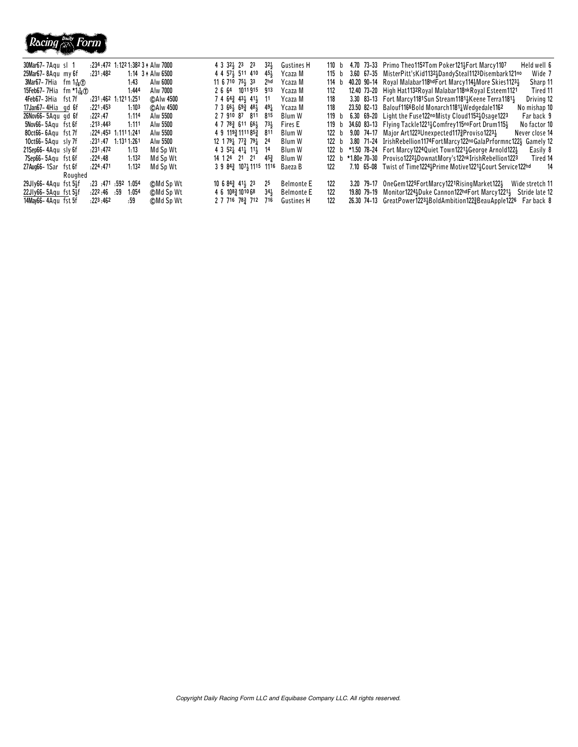Racing Daily Form

| | | | | | | | | | | | | | | | | | |
|---|---|---|---|---|---|---|---|---|---|---|---|---|---|---|---|---|---|
| 30Mar67- 7Aqu | sl 1 | :234 :472 1:122 1:382 3↑ Alw 7000 | 4 | 3 | 32½ | 23 | 23 | 32½ | Gustines H | 110 b | 4.70 | 73-33 | Primo Theo1152Tom Poker121½Fort Marcy1107 | Held well 6 |
| 25Mar67- 8Aqu | my 6f | :231 :482 1:14 3↑ Alw 6500 | 4 | 4 | 57½ | 511 | 410 | 45½ | Ycaza M | 115 b | 3.60 | 67-35 | MisterPitt'sKid1132½DandySteal1123Disembark121no | Wide 7 |
| 3Mar67- 7Hia | fm 1$\frac{1}{16}$Ⓣ | 1:43 Alw 6000 | 11 | 6 | 710 | 75½ | 33 | 2hd | Ycaza M | 114 b | 40.20 | 90-14 | Royal Malabar118hdFort Marcy114½More Skies1123½ | Sharp 11 |
| 15Feb67- 7Hia | fm *1$\frac{1}{16}$Ⓣ | 1:444 Alw 7000 | 2 | 6 | 64 | 1011 | 915 | 913 | Ycaza M | 112 | 12.40 | 73-20 | High Hat1132Royal Malabar118nkRoyal Esteem1121 | Tired 11 |
| 4Feb67- 3Hia | fst 7f | :231 :462 1:121 1:251 ⒸAlw 4500 | 7 | 4 | 64¾ | 43½ | 41½ | 11 | Ycaza M | 118 | 3.30 | 83-13 | Fort Marcy1181Sun Stream1181½Keene Terra1181½ | Driving 12 |
| 17Jan67- 4Hia | gd 6f | :221 :453 1:103 ⒸAlw 4500 | 7 | 3 | 66½ | 69¾ | 48½ | 49½ | Ycaza M | 118 | 23.50 | 82-13 | Balouf1166Bold Monarch1181¼Wedgedale1162 | No mishap 10 |
| 26Nov66- 5Aqu | gd 6f | :222 :47 1:114 Alw 5500 | 2 | 7 | 910 | 87 | 811 | 815 | Blum W | 119 b | 6.30 | 69-20 | Light the Fuse122noMisty Cloud1152½Osage1223 | Far back 9 |
| 5Nov66- 5Aqu | fst 6f | :213 :443 1:111 Alw 5500 | 4 | 7 | 78¾ | 611 | 66½ | 73½ | Fires E | 119 b | 34.60 | 83-13 | Flying Tackle1221½Comfrey115noFort Drum115½ | No factor 10 |
| 8Oct66- 6Aqu | fst 7f | :224 :453 1:111 1:241 Alw 5500 | 4 | 9 | 119¾ | 1111 | 85¾ | 811 | Blum W | 122 b | 9.00 | 74-17 | Major Art1223Unexpected117¾Proviso1223½ | Never close 14 |
| 1Oct66- 5Aqu | sly 7f | :231 :47 1:131 1:261 Alw 5500 | 12 | 1 | 79¼ | 77¾ | 79¼ | 24 | Blum W | 122 b | 3.80 | 71-24 | IrishRebellion1174FortMarcy122noGalaPrformnc122½ | Gamely 12 |
| 21Sep66- 4Aqu | sly 6f | :231 :472 1:13 Md Sp Wt | 4 | 3 | 52¼ | 41¼ | 11½ | 14 | Blum W | 122 b | *1.50 | 78-24 | Fort Marcy1224Quiet Town1221½George Arnold122½ | Easily 8 |
| 7Sep66- 5Aqu | fst 6f | :224 :48 1:132 Md Sp Wt | 14 | 1 | 24 | 21 | 21 | 45¾ | Blum W | 122 b | *1.80e | 70-30 | Proviso1222½DownatMory's122nkIrishRebellion1223 | Tired 14 |
| 27Aug66- 1Sar | fst 6f Roughed | :224 :471 1:132 Md Sp Wt | 3 | 9 | 84¾ | 107½ | 1115 | 1116 | Baeza B | 122 | 7.10 | 65-08 | Twist of Time1224½Prime Motive1221½Court Service122hd | 14 |
| 29Jly66- 4Aqu | fst 5½f | :23 :471 :592 1:054 ⒸMd Sp Wt | 10 | 6 | 84¾ | 41½ | 23 | 25 | Belmonte E | 122 | 3.20 | 79-17 | OneGem1225FortMarcy1221RisingMarket122½ | Wide stretch 11 |
| 22Jly66- 5Aqu | fst 5½f | :222 :46 :59 1:054 ⒸMd Sp Wt | 4 | 6 | 108¾ | 1010 | 68 | 34½ | Belmonte E | 122 | 19.80 | 79-19 | Monitor1224½Duke Cannon122hdFort Marcy1221½ | Stride late 12 |
| 14May66- 4Aqu | fst 5f | :223 :462 :59 ⒸMd Sp Wt | 2 | 7 | 716 | 78¾ | 712 | 716 | Gustines H | 122 | 26.30 | 74-13 | GreatPower1223½BoldAmbition122¾BeauApple1226 | Far back 8 |

Copyright Daily Racing Form LLC and Equibase Company LLC. All rights reserved.